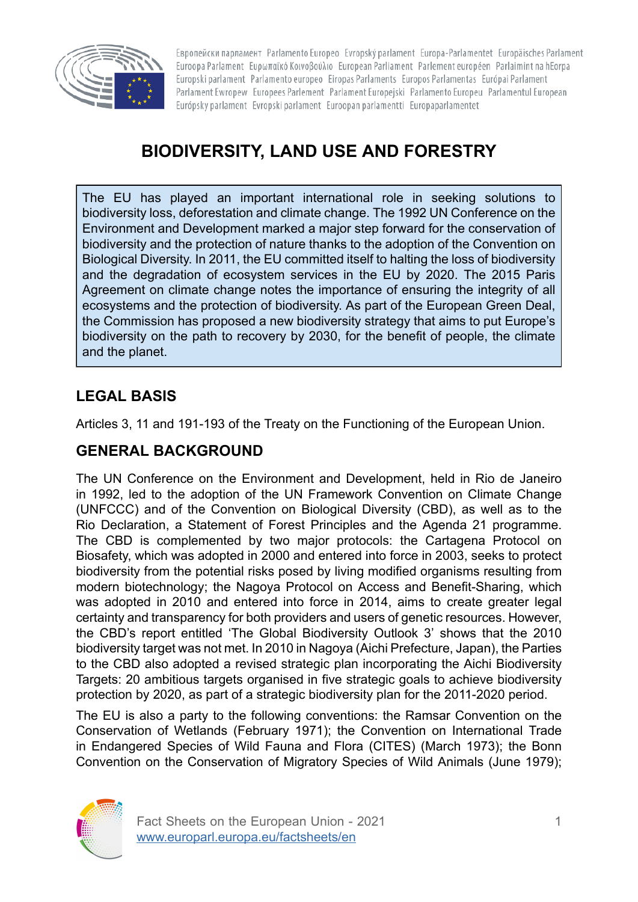# BIODIVERSITY, LAND USE AND FORESTRY

The EU has played an important international role in seeking solutions to biodiversity loss, deforestation and climate change. The 1992 UN Conference on the Environment and Development marked a major step forward for the conservation of biodiversity and the protection of nature thanks to the adoption of the Convention on Biological Diversity. In 2011, the EU committed itself to halting the loss of biodiversity and the degradation of ecosystem services in the EU by 2020. The 2015 Paris Agreement on climate change notes the importance of ensuring the integrity of all ecosystems and the protection of biodiversity. As part of the European Green Deal, the Commission has proposed a new biodiversity strategy that aims to put Europe's biodiversity on the path to recovery by 2030, for the benefit of people, the climate and the planet.

## LEGAL BASIS

Articles 3, 11 and 191-193 of the Treaty on the Functioning of the European Union.

## GENERAL BACKGROUND

The UN Conference on the Environment and Development, held in Rio de Janeiro in 1992, led to the adoption of the UN Framework Convention on Climate Change (UNFCCC) and of the Convention on Biological Diversity (CBD), as well as to the Rio Declaration, a Statement of Forest Principles and the Agenda 21 programme. The CBD is complemented by two major protocols: the Cartagena Protocol on Biosafety, which was adopted in 2000 and entered into force in 2003, seeks to protect biodiversity from the potential risks posed by living modified organisms resulting from modern biotechnology; the Nagoya Protocol on Access and Benefit-Sharing, which was adopted in 2010 and entered into force in 2014, aims to create greater legal certainty and transparency for both providers and users of genetic resources. However, the CBD's report entitled 'The Global Biodiversity Outlook 3' shows that the 2010 biodiversity target was not met. In 2010 in Nagoya (Aichi Prefecture, Japan), the Parties to the CBD also adopted a revised strategic plan incorporating the Aichi Biodiversity Targets: 20 ambitious targets organised in five strategic goals to achieve biodiversity protection by 2020, as part of a strategic biodiversity plan for the 2011-2020 period.

The EU is also a party to the following conventions: the Ramsar Convention on the Conservation of Wetlands (February 1971); the Convention on International Trade in Endangered Species of Wild Fauna and Flora (CITES) (March 1973); the Bonn Convention on the Conservation of Migratory Species of Wild Animals (June 1979);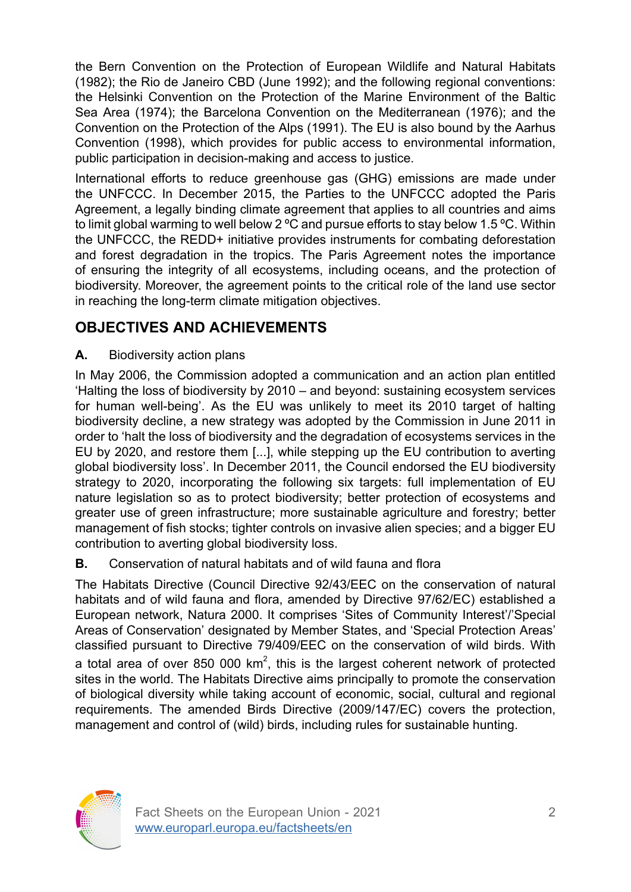the Bern Convention on the Protection of European Wildlife and Natural Habitats (1982); the Rio de Janeiro CBD (June 1992); and the following regional conventions: the Helsinki Convention on the Protection of the Marine Environment of the Baltic Sea Area (1974); the Barcelona Convention on the Mediterranean (1976); and the Convention on the Protection of the Alps (1991). The EU is also bound by the Aarhus Convention (1998), which provides for public access to environmental information, public participation in decision-making and access to justice.

International efforts to reduce greenhouse gas (GHG) emissions are made under the UNFCCC. In December 2015, the Parties to the UNFCCC adopted the Paris Agreement, a legally binding climate agreement that applies to all countries and aims to limit global warming to well below 2 ºC and pursue efforts to stay below 1.5 ºC. Within the UNFCCC, the REDD+ initiative provides instruments for combating deforestation and forest degradation in the tropics. The Paris Agreement notes the importance of ensuring the integrity of all ecosystems, including oceans, and the protection of biodiversity. Moreover, the agreement points to the critical role of the land use sector in reaching the long-term climate mitigation objectives.

## OBJECTIVES AND ACHIEVEMENTS

### A. Biodiversity action plans

In May 2006, the Commission adopted a communication and an action plan entitled 'Halting the loss of biodiversity by 2010 – and beyond: sustaining ecosystem services for human well-being'. As the EU was unlikely to meet its 2010 target of halting biodiversity decline, a new strategy was adopted by the Commission in June 2011 in order to 'halt the loss of biodiversity and the degradation of ecosystems services in the EU by 2020, and restore them [...], while stepping up the EU contribution to averting global biodiversity loss'. In December 2011, the Council endorsed the EU biodiversity strategy to 2020, incorporating the following six targets: full implementation of EU nature legislation so as to protect biodiversity; better protection of ecosystems and greater use of green infrastructure; more sustainable agriculture and forestry; better management of fish stocks; tighter controls on invasive alien species; and a bigger EU contribution to averting global biodiversity loss.

### B. Conservation of natural habitats and of wild fauna and flora

The Habitats Directive (Council Directive 92/43/EEC on the conservation of natural habitats and of wild fauna and flora, amended by Directive 97/62/EC) established a European network, Natura 2000. It comprises 'Sites of Community Interest'/'Special Areas of Conservation' designated by Member States, and 'Special Protection Areas' classified pursuant to Directive 79/409/EEC on the conservation of wild birds. With a total area of over 850 000 km$^2$, this is the largest coherent network of protected sites in the world. The Habitats Directive aims principally to promote the conservation of biological diversity while taking account of economic, social, cultural and regional requirements. The amended Birds Directive (2009/147/EC) covers the protection, management and control of (wild) birds, including rules for sustainable hunting.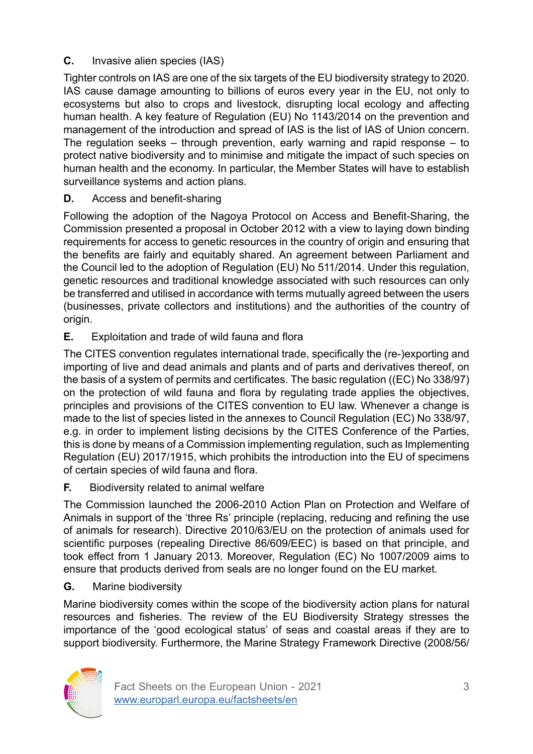### C. Invasive alien species (IAS)

Tighter controls on IAS are one of the six targets of the EU biodiversity strategy to 2020. IAS cause damage amounting to billions of euros every year in the EU, not only to ecosystems but also to crops and livestock, disrupting local ecology and affecting human health. A key feature of Regulation (EU) No 1143/2014 on the prevention and management of the introduction and spread of IAS is the list of IAS of Union concern. The regulation seeks – through prevention, early warning and rapid response – to protect native biodiversity and to minimise and mitigate the impact of such species on human health and the economy. In particular, the Member States will have to establish surveillance systems and action plans.

### D. Access and benefit-sharing

Following the adoption of the Nagoya Protocol on Access and Benefit-Sharing, the Commission presented a proposal in October 2012 with a view to laying down binding requirements for access to genetic resources in the country of origin and ensuring that the benefits are fairly and equitably shared. An agreement between Parliament and the Council led to the adoption of Regulation (EU) No 511/2014. Under this regulation, genetic resources and traditional knowledge associated with such resources can only be transferred and utilised in accordance with terms mutually agreed between the users (businesses, private collectors and institutions) and the authorities of the country of origin.

### E. Exploitation and trade of wild fauna and flora

The CITES convention regulates international trade, specifically the (re-)exporting and importing of live and dead animals and plants and of parts and derivatives thereof, on the basis of a system of permits and certificates. The basic regulation ((EC) No 338/97) on the protection of wild fauna and flora by regulating trade applies the objectives, principles and provisions of the CITES convention to EU law. Whenever a change is made to the list of species listed in the annexes to Council Regulation (EC) No 338/97, e.g. in order to implement listing decisions by the CITES Conference of the Parties, this is done by means of a Commission implementing regulation, such as Implementing Regulation (EU) 2017/1915, which prohibits the introduction into the EU of specimens of certain species of wild fauna and flora.

### F. Biodiversity related to animal welfare

The Commission launched the 2006-2010 Action Plan on Protection and Welfare of Animals in support of the 'three Rs' principle (replacing, reducing and refining the use of animals for research). Directive 2010/63/EU on the protection of animals used for scientific purposes (repealing Directive 86/609/EEC) is based on that principle, and took effect from 1 January 2013. Moreover, Regulation (EC) No 1007/2009 aims to ensure that products derived from seals are no longer found on the EU market.

### G. Marine biodiversity

Marine biodiversity comes within the scope of the biodiversity action plans for natural resources and fisheries. The review of the EU Biodiversity Strategy stresses the importance of the 'good ecological status' of seas and coastal areas if they are to support biodiversity. Furthermore, the Marine Strategy Framework Directive (2008/56/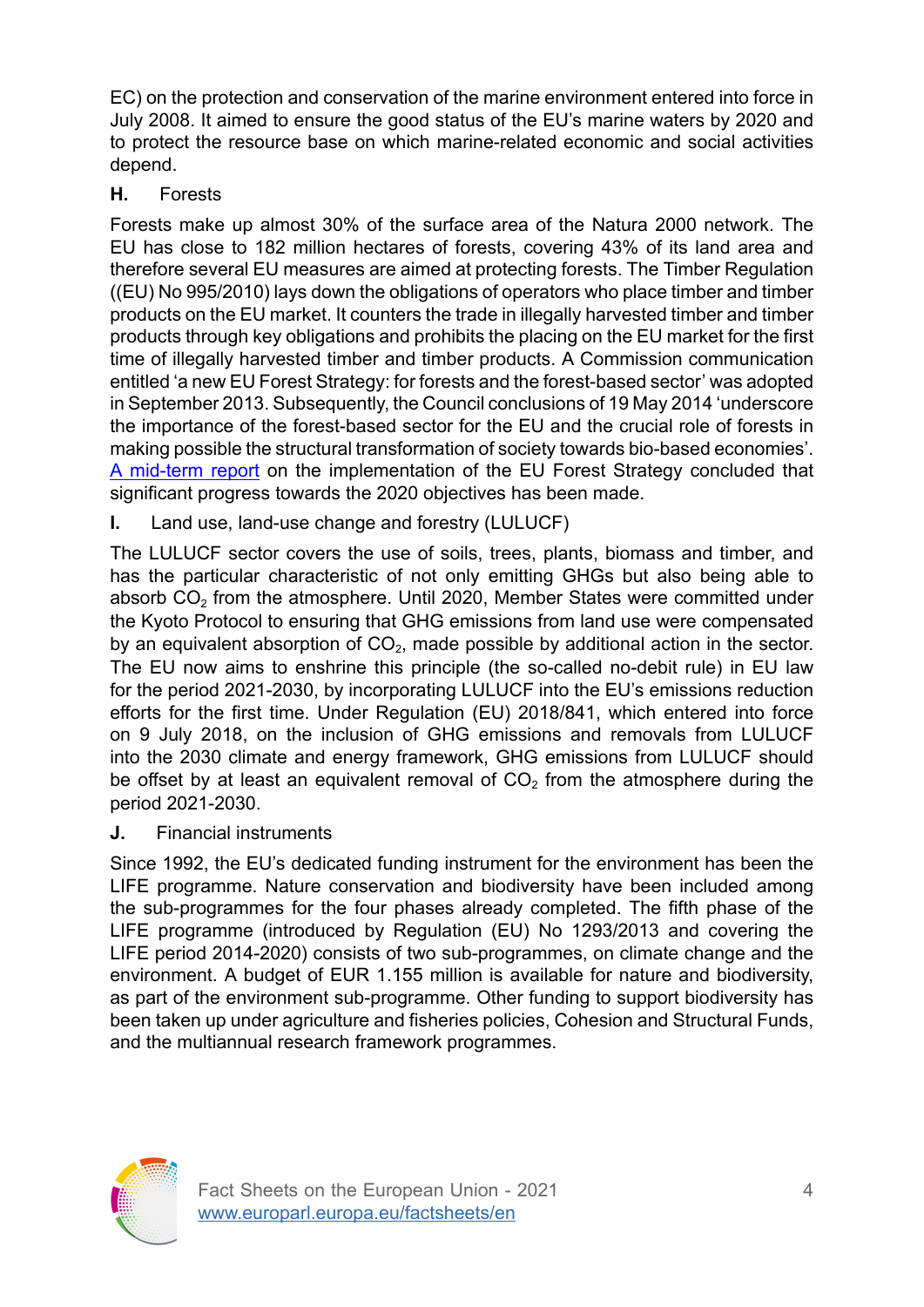EC) on the protection and conservation of the marine environment entered into force in July 2008. It aimed to ensure the good status of the EU's marine waters by 2020 and to protect the resource base on which marine-related economic and social activities depend.

### H. Forests

Forests make up almost 30% of the surface area of the Natura 2000 network. The EU has close to 182 million hectares of forests, covering 43% of its land area and therefore several EU measures are aimed at protecting forests. The Timber Regulation ((EU) No 995/2010) lays down the obligations of operators who place timber and timber products on the EU market. It counters the trade in illegally harvested timber and timber products through key obligations and prohibits the placing on the EU market for the first time of illegally harvested timber and timber products. A Commission communication entitled 'a new EU Forest Strategy: for forests and the forest-based sector' was adopted in September 2013. Subsequently, the Council conclusions of 19 May 2014 'underscore the importance of the forest-based sector for the EU and the crucial role of forests in making possible the structural transformation of society towards bio-based economies'. A mid-term report on the implementation of the EU Forest Strategy concluded that significant progress towards the 2020 objectives has been made.

### I. Land use, land-use change and forestry (LULUCF)

The LULUCF sector covers the use of soils, trees, plants, biomass and timber, and has the particular characteristic of not only emitting GHGs but also being able to absorb $CO_2$ from the atmosphere. Until 2020, Member States were committed under the Kyoto Protocol to ensuring that GHG emissions from land use were compensated by an equivalent absorption of $CO_2$, made possible by additional action in the sector. The EU now aims to enshrine this principle (the so-called no-debit rule) in EU law for the period 2021-2030, by incorporating LULUCF into the EU's emissions reduction efforts for the first time. Under Regulation (EU) 2018/841, which entered into force on 9 July 2018, on the inclusion of GHG emissions and removals from LULUCF into the 2030 climate and energy framework, GHG emissions from LULUCF should be offset by at least an equivalent removal of $CO_2$ from the atmosphere during the period 2021-2030.

### J. Financial instruments

Since 1992, the EU's dedicated funding instrument for the environment has been the LIFE programme. Nature conservation and biodiversity have been included among the sub-programmes for the four phases already completed. The fifth phase of the LIFE programme (introduced by Regulation (EU) No 1293/2013 and covering the LIFE period 2014-2020) consists of two sub-programmes, on climate change and the environment. A budget of EUR 1.155 million is available for nature and biodiversity, as part of the environment sub-programme. Other funding to support biodiversity has been taken up under agriculture and fisheries policies, Cohesion and Structural Funds, and the multiannual research framework programmes.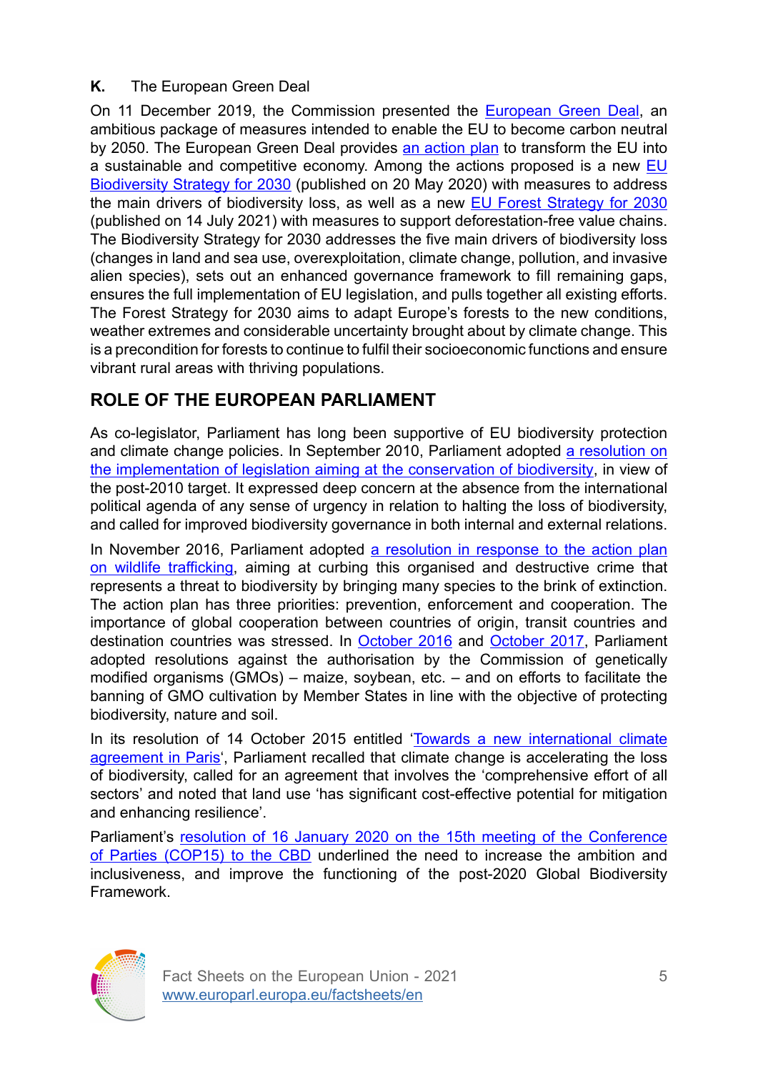**K.** The European Green Deal

On 11 December 2019, the Commission presented the European Green Deal, an ambitious package of measures intended to enable the EU to become carbon neutral by 2050. The European Green Deal provides an action plan to transform the EU into a sustainable and competitive economy. Among the actions proposed is a new EU Biodiversity Strategy for 2030 (published on 20 May 2020) with measures to address the main drivers of biodiversity loss, as well as a new EU Forest Strategy for 2030 (published on 14 July 2021) with measures to support deforestation-free value chains. The Biodiversity Strategy for 2030 addresses the five main drivers of biodiversity loss (changes in land and sea use, overexploitation, climate change, pollution, and invasive alien species), sets out an enhanced governance framework to fill remaining gaps, ensures the full implementation of EU legislation, and pulls together all existing efforts. The Forest Strategy for 2030 aims to adapt Europe's forests to the new conditions, weather extremes and considerable uncertainty brought about by climate change. This is a precondition for forests to continue to fulfil their socioeconomic functions and ensure vibrant rural areas with thriving populations.

## ROLE OF THE EUROPEAN PARLIAMENT

As co-legislator, Parliament has long been supportive of EU biodiversity protection and climate change policies. In September 2010, Parliament adopted a resolution on the implementation of legislation aiming at the conservation of biodiversity, in view of the post-2010 target. It expressed deep concern at the absence from the international political agenda of any sense of urgency in relation to halting the loss of biodiversity, and called for improved biodiversity governance in both internal and external relations.

In November 2016, Parliament adopted a resolution in response to the action plan on wildlife trafficking, aiming at curbing this organised and destructive crime that represents a threat to biodiversity by bringing many species to the brink of extinction. The action plan has three priorities: prevention, enforcement and cooperation. The importance of global cooperation between countries of origin, transit countries and destination countries was stressed. In October 2016 and October 2017, Parliament adopted resolutions against the authorisation by the Commission of genetically modified organisms (GMOs) – maize, soybean, etc. – and on efforts to facilitate the banning of GMO cultivation by Member States in line with the objective of protecting biodiversity, nature and soil.

In its resolution of 14 October 2015 entitled 'Towards a new international climate agreement in Paris', Parliament recalled that climate change is accelerating the loss of biodiversity, called for an agreement that involves the 'comprehensive effort of all sectors' and noted that land use 'has significant cost-effective potential for mitigation and enhancing resilience'.

Parliament's resolution of 16 January 2020 on the 15th meeting of the Conference of Parties (COP15) to the CBD underlined the need to increase the ambition and inclusiveness, and improve the functioning of the post-2020 Global Biodiversity Framework.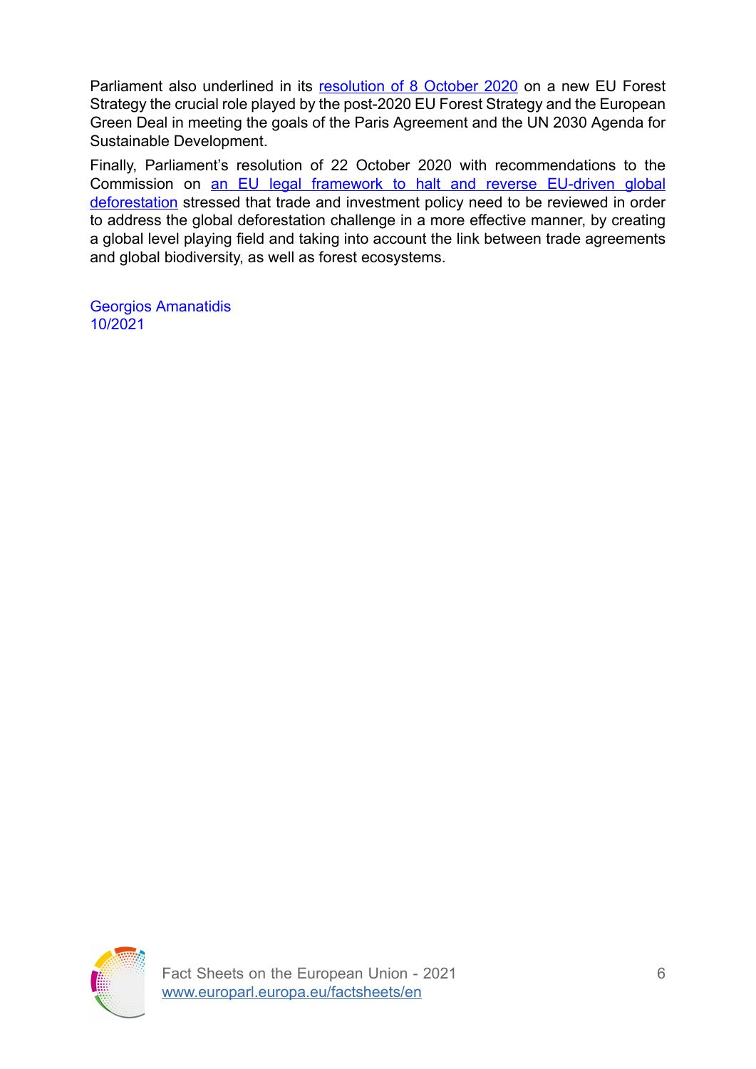Parliament also underlined in its resolution of 8 October 2020 on a new EU Forest Strategy the crucial role played by the post-2020 EU Forest Strategy and the European Green Deal in meeting the goals of the Paris Agreement and the UN 2030 Agenda for Sustainable Development.

Finally, Parliament's resolution of 22 October 2020 with recommendations to the Commission on an EU legal framework to halt and reverse EU-driven global deforestation stressed that trade and investment policy need to be reviewed in order to address the global deforestation challenge in a more effective manner, by creating a global level playing field and taking into account the link between trade agreements and global biodiversity, as well as forest ecosystems.

Georgios Amanatidis
10/2021